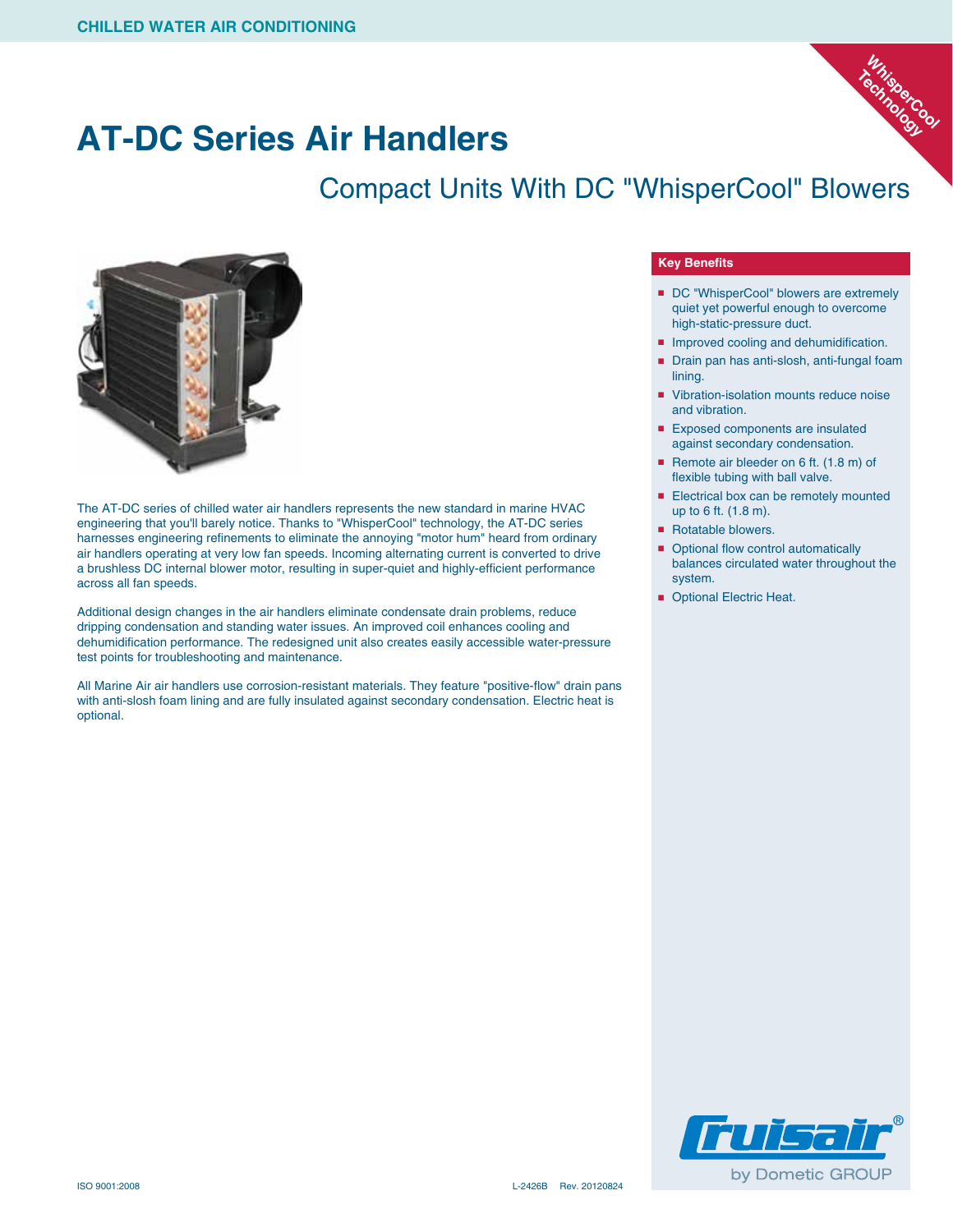CHILLED WATER AIR CONDITIONING

WhisperCool Technology

# AT-DC Series Air Handlers

## Compact Units With DC "WhisperCool" Blowers

The AT-DC series of chilled water air handlers represents the new standard in marine HVAC engineering that you'll barely notice. Thanks to "WhisperCool" technology, the AT-DC series harnesses engineering refinements to eliminate the annoying "motor hum" heard from ordinary air handlers operating at very low fan speeds. Incoming alternating current is converted to drive a brushless DC internal blower motor, resulting in super-quiet and highly-efficient performance across all fan speeds.

Additional design changes in the air handlers eliminate condensate drain problems, reduce dripping condensation and standing water issues. An improved coil enhances cooling and dehumidification performance. The redesigned unit also creates easily accessible water-pressure test points for troubleshooting and maintenance.

All Marine Air air handlers use corrosion-resistant materials. They feature "positive-flow" drain pans with anti-slosh foam lining and are fully insulated against secondary condensation. Electric heat is optional.

### Key Benefits

- DC "WhisperCool" blowers are extremely quiet yet powerful enough to overcome high-static-pressure duct.
- Improved cooling and dehumidification.
- Drain pan has anti-slosh, anti-fungal foam lining.
- Vibration-isolation mounts reduce noise and vibration.
- Exposed components are insulated against secondary condensation.
- Remote air bleeder on 6 ft. (1.8 m) of flexible tubing with ball valve.
- Electrical box can be remotely mounted up to 6 ft. (1.8 m).
- Rotatable blowers.
- Optional flow control automatically balances circulated water throughout the system.
- Optional Electric Heat.

Cruisair® by Dometic GROUP

ISO 9001:2008 L-2426B Rev. 20120824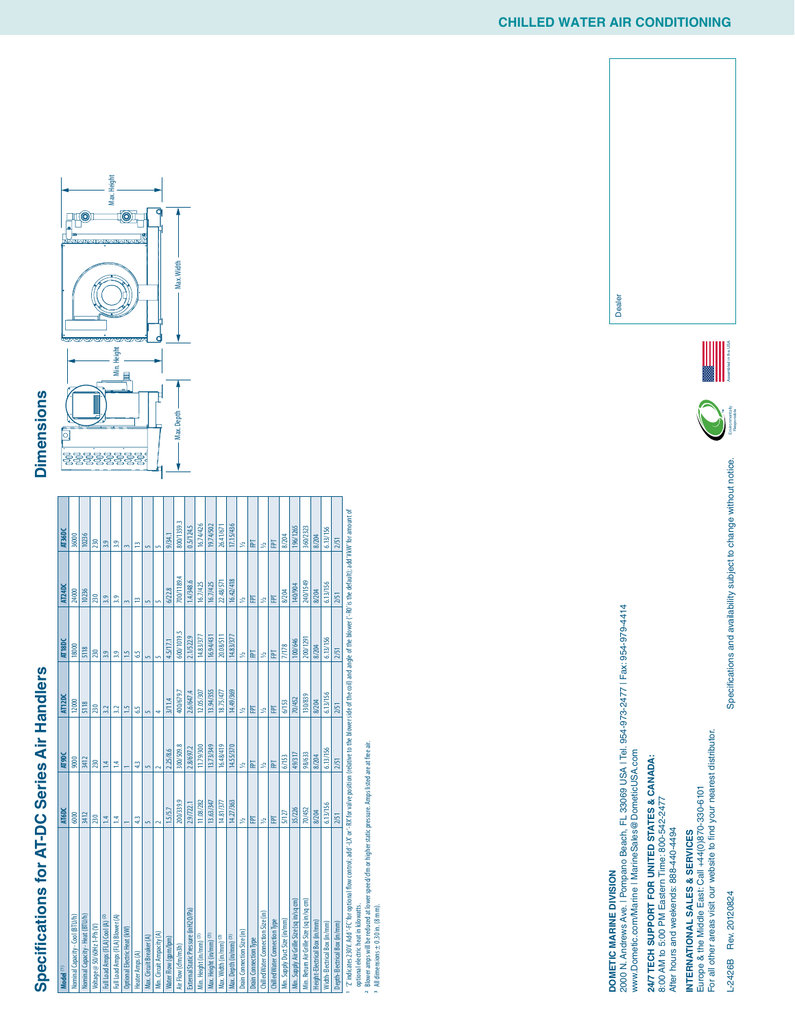## CHILLED WATER AIR CONDITIONING

# Specifications for AT-DC Series Air Handlers

| Model [1] | AT6DC | AT9DC | AT12DC | AT18DC | AT24DC | AT36DC |
|---|---|---|---|---|---|---|
| Nominal Capacity - Cool (BTU/h) | 6000 | 9000 | 12000 | 18000 | 24000 | 36000 |
| Nominal Capacity - Heat (BTU/h) | 3412 | 3412 | 5118 | 5118 | 10236 | 10236 |
| Voltage @ 50/60Hz 1-Ph (V) | 230 | 230 | 230 | 230 | 230 | 230 |
| Full Load Amps (FLA) Cool (A) [2] | 1.4 | 1.4 | 3.2 | 3.9 | 3.9 | 3.9 |
| Full Load Amps (FLA) Blower (A) | 1.4 | 1.4 | 3.2 | 3.9 | 3.9 | 3.9 |
| Optional Electric Heat (kW) | 1 | 1 | 1.5 | 1.5 | 3 | 3 |
| Heater Amps (A) | 4.3 | 4.3 | 6.5 | 6.5 | 13 | 13 |
| Max. Circuit Breaker (A) | 5 | 5 | 5 | 5 | 5 | 5 |
| Min. Circuit Ampacity (A) | 2 | 2 | 4 | 5 | 5 | 5 |
| Water Flow (gpm/lpm) | 1.5/5.7 | 2.25/8.6 | 3/11.4 | 4.5/17.1 | 6/22.8 | 9/34.1 |
| Air Flow (cfm/m3h) | 200/339.9 | 300/509.8 | 400/679.7 | 600/1019.5 | 700/1189.4 | 800/1359.3 |
| External Static Pressure (inH2O/Pa) | 2.9/722.1 | 2.8/697.2 | 2.6/647.4 | 2.1/522.9 | 1.4/348.6 | 0.5/124.5 |
| Min. Height (in/mm) [3] | 11.08/282 | 11.79/300 | 12.05/307 | 14.83/377 | 16.7/425 | 16.74/426 |
| Max. Height (in/mm) [3] | 13.63/347 | 13.73/349 | 13.94/355 | 16.94/431 | 16.7/425 | 19.74/502 |
| Max. Width (in/mm) [3] | 14.81/377 | 16.48/419 | 18.75/477 | 20.08/511 | 22.48/571 | 26.41/671 |
| Max. Depth (in/mm) [3] | 14.27/363 | 14.55/370 | 14.49/369 | 14.83/377 | 16.42/418 | 17.15/436 |
| Drain Connection Size (in) | ½ | ½ | ½ | ½ | ½ | ½ |
| Drain Connection Type | FPT | FPT | FPT | FPT | FPT | FPT |
| Chilled Water Connection Size (in) | ½ | ½ | ½ | ½ | ½ | ½ |
| Chilled Water Connection Type | FPT | FPT | FPT | FPT | FPT | FPT |
| Min. Supply Duct Size (in/mm) | 5/127 | 6/153 | 6/153 | 7/178 | 8/204 | 8/204 |
| Min. Supply Air Grille Size (sq in/sq cm) | 35/226 | 49/317 | 70/452 | 100/646 | 140/904 | 196/1265 |
| Min. Return Air Grille Size (sq in/sq cm) | 70/452 | 98/633 | 130/839 | 200/1291 | 240/1549 | 360/2323 |
| Height-Electrical Box (in/mm) | 8/204 | 8/204 | 8/204 | 8/204 | 8/204 | 8/204 |
| Width-Electrical Box (in/mm) | 6.13/156 | 6.13/156 | 6.13/156 | 6.13/156 | 6.13/156 | 6.13/156 |
| Depth-Electrical Box (in/mm) | 2/51 | 2/51 | 2/51 | 2/51 | 2/51 | 2/51 |

[1] "2" indicates 230V. Add "-FC" for optional flow control; add "-LX" or "-RX" for valve position (relative to the blower side of the coil) and angle of the blower ("-RO" is the default); add "#kW" for amount of optional electric heat in kilowatts.
[2] Blower amps will be reduced at lower speed/cfm or higher static pressure. Amps listed are at free air.
[3] All dimensions ± 0.30 in. (8 mm).

# Dimensions

Max. Depth

Min. Height

Max. Width

Max. Height

Dealer

**DOMETIC MARINE DIVISION**
2000 N. Andrews Ave. | Pompano Beach, FL 33069 USA | Tel. 954-973-2477 | Fax: 954-979-4414
www.Dometic.com/Marine | MarineSales@DometicUSA.com

**24/7 TECH SUPPORT FOR UNITED STATES & CANADA:**
8:00 AM to 5:00 PM Eastern Time: 800-542-2477
After hours and weekends: 888-440-4494

**INTERNATIONAL SALES & SERVICES**
Europe & the Middle East: Call +44(0)870-330-6101
For all other areas visit our website to find your nearest distributor.

Environmentally Responsible

Assembled in the USA

L-2426B Rev. 20120824

Specifications and availability subject to change without notice.